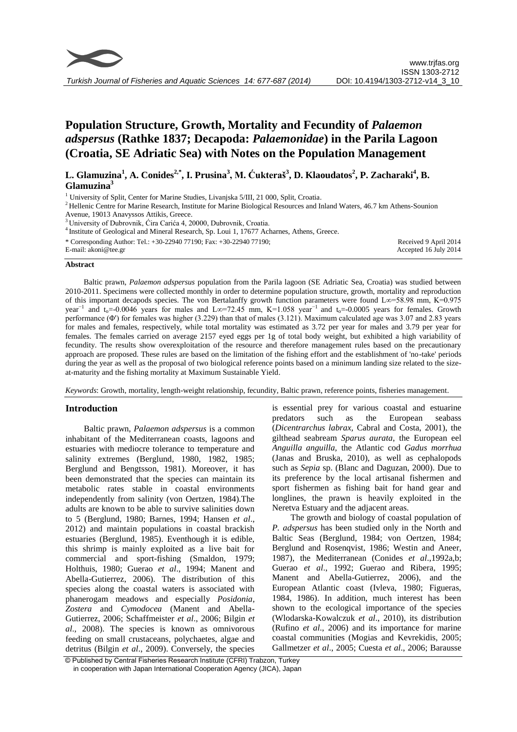# Population Structure, Growth, Mortality and Fecundity of *Palaemon adspersus* (Rathke 1837; Decapoda: *Palaemonidae*) in the Parila Lagoon (Croatia, SE Adriatic Sea) with Notes on the Population Management

**L. Glamuzina[1], A. Conides[2,*], I. Prusina[3], M. Ćukteraš[3], D. Klaoudatos[2], P. Zacharaki[4], B. Glamuzina[3]**

[1] University of Split, Center for Marine Studies, Livanjska 5/III, 21 000, Split, Croatia.
[2] Hellenic Centre for Marine Research, Institute for Marine Biological Resources and Inland Waters, 46.7 km Athens-Sounion Avenue, 19013 Anavyssos Attikis, Greece.
[3] University of Dubrovnik, Ćira Carića 4, 20000, Dubrovnik, Croatia.
[4] Institute of Geological and Mineral Research, Sp. Loui 1, 17677 Acharnes, Athens, Greece.

\* Corresponding Author: Tel.: +30-22940 77190; Fax: +30-22940 77190;
E-mail: akoni@tee.gr

Received 9 April 2014
Accepted 16 July 2014

## Abstract

Baltic prawn, *Palaemon adspersus* population from the Parila lagoon (SE Adriatic Sea, Croatia) was studied between 2010-2011. Specimens were collected monthly in order to determine population structure, growth, mortality and reproduction of this important decapods species. The von Bertalanffy growth function parameters were found $L\infty$=58.98 mm, K=0.975 year$^{-1}$ and $t_o$=-0.0046 years for males and $L\infty$=72.45 mm, K=1.058 year$^{-1}$ and $t_o$=-0.0005 years for females. Growth performance (Φ') for females was higher (3.229) than that of males (3.121). Maximum calculated age was 3.07 and 2.83 years for males and females, respectively, while total mortality was estimated as 3.72 per year for males and 3.79 per year for females. The females carried on average 2157 eyed eggs per 1g of total body weight, but exhibited a high variability of fecundity. The results show overexploitation of the resource and therefore management rules based on the precautionary approach are proposed. These rules are based on the limitation of the fishing effort and the establishment of 'no-take' periods during the year as well as the proposal of two biological reference points based on a minimum landing size related to the size-at-maturity and the fishing mortality at Maximum Sustainable Yield.

*Keywords*: Growth, mortality, length-weight relationship, fecundity, Baltic prawn, reference points, fisheries management.

## Introduction

Baltic prawn, *Palaemon adspersus* is a common inhabitant of the Mediterranean coasts, lagoons and estuaries with mediocre tolerance to temperature and salinity extremes (Berglund, 1980, 1982, 1985; Berglund and Bengtsson, 1981). Moreover, it has been demonstrated that the species can maintain its metabolic rates stable in coastal environments independently from salinity (von Oertzen, 1984).The adults are known to be able to survive salinities down to 5 (Berglund, 1980; Barnes, 1994; Hansen *et al*., 2012) and maintain populations in coastal brackish estuaries (Berglund, 1985). Eventhough it is edible, this shrimp is mainly exploited as a live bait for commercial and sport-fishing (Smaldon, 1979; Holthuis, 1980; Guerao *et al*., 1994; Manent and Abella-Gutierrez, 2006). The distribution of this species along the coastal waters is associated with phanerogam meadows and especially *Posidonia*, *Zostera* and *Cymodocea* (Manent and Abella-Gutierrez, 2006; Schaffmeister *et al*., 2006; Bilgin *et al*., 2008). The species is known as omnivorous feeding on small crustaceans, polychaetes, algae and detritus (Bilgin *et al*., 2009). Conversely, the species is essential prey for various coastal and estuarine predators such as the European seabass (*Dicentrarchus labrax*, Cabral and Costa, 2001), the gilthead seabream *Sparus aurata*, the European eel *Anguilla anguilla*, the Atlantic cod *Gadus morrhua* (Janas and Bruska, 2010), as well as cephalopods such as *Sepia* sp. (Blanc and Daguzan, 2000). Due to its preference by the local artisanal fishermen and sport fishermen as fishing bait for hand gear and longlines, the prawn is heavily exploited in the Neretva Estuary and the adjacent areas.

The growth and biology of coastal population of *P. adspersus* has been studied only in the North and Baltic Seas (Berglund, 1984; von Oertzen, 1984; Berglund and Rosenqvist, 1986; Westin and Aneer, 1987), the Mediterranean (Conides *et al*.,1992a,b; Guerao *et al*., 1992; Guerao and Ribera, 1995; Manent and Abella-Gutierrez, 2006), and the European Atlantic coast (Ivleva, 1980; Figueras, 1984, 1986). In addition, much interest has been shown to the ecological importance of the species (Wlodarska-Kowalczuk *et al*., 2010), its distribution (Rufino *et al*., 2006) and its importance for marine coastal communities (Mogias and Kevrekidis, 2005; Gallmetzer *et al*., 2005; Cuesta *et al*., 2006; Barausse

© Published by Central Fisheries Research Institute (CFRI) Trabzon, Turkey in cooperation with Japan International Cooperation Agency (JICA), Japan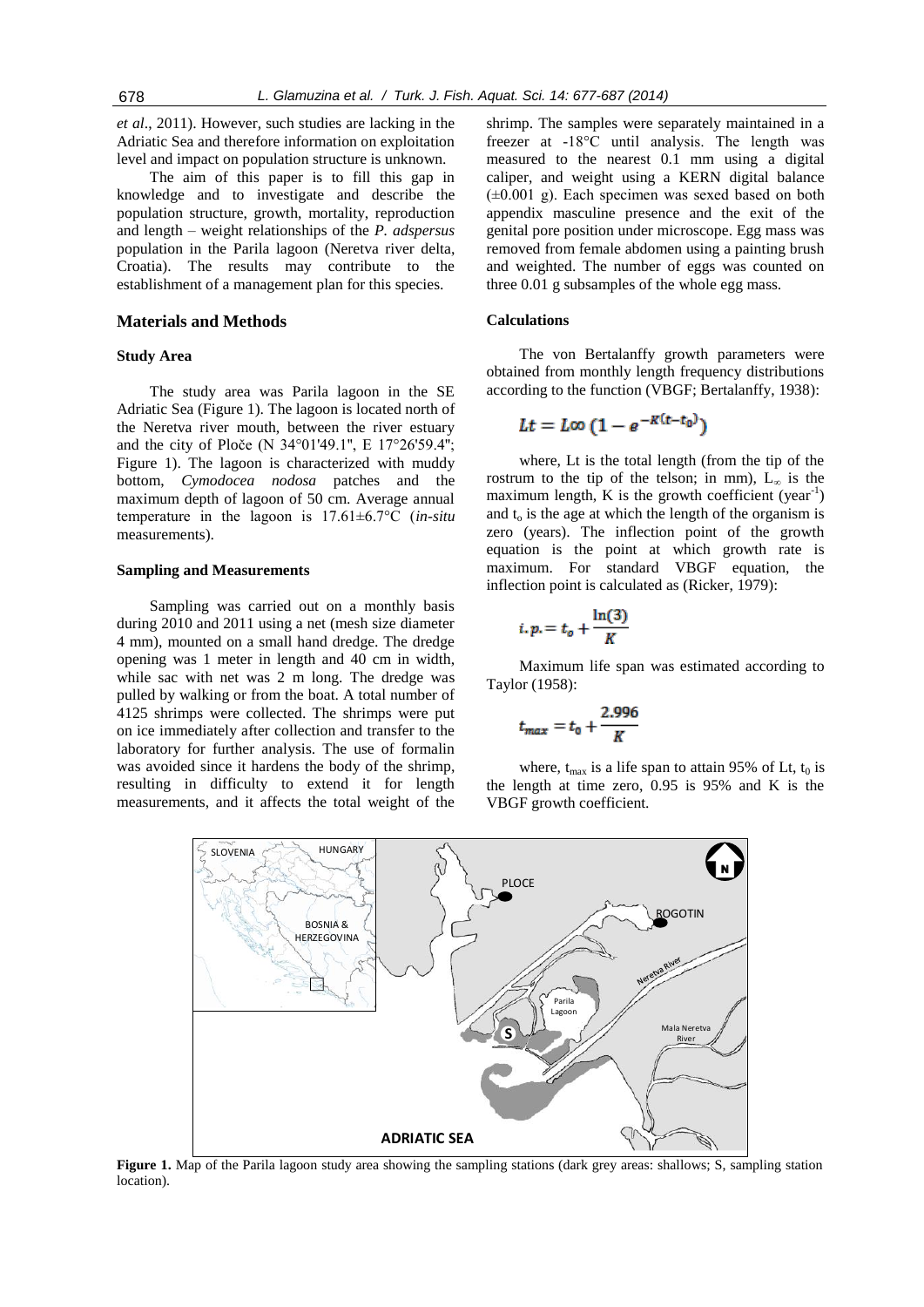*et al*., 2011). However, such studies are lacking in the Adriatic Sea and therefore information on exploitation level and impact on population structure is unknown.

The aim of this paper is to fill this gap in knowledge and to investigate and describe the population structure, growth, mortality, reproduction and length – weight relationships of the *P. adspersus* population in the Parila lagoon (Neretva river delta, Croatia). The results may contribute to the establishment of a management plan for this species.

## Materials and Methods

### Study Area

The study area was Parila lagoon in the SE Adriatic Sea (Figure 1). The lagoon is located north of the Neretva river mouth, between the river estuary and the city of Ploče (N 34°01'49.1", E 17°26'59.4"; Figure 1). The lagoon is characterized with muddy bottom, *Cymodocea nodosa* patches and the maximum depth of lagoon of 50 cm. Average annual temperature in the lagoon is 17.61±6.7°C (*in-situ* measurements).

### Sampling and Measurements

Sampling was carried out on a monthly basis during 2010 and 2011 using a net (mesh size diameter 4 mm), mounted on a small hand dredge. The dredge opening was 1 meter in length and 40 cm in width, while sac with net was 2 m long. The dredge was pulled by walking or from the boat. A total number of 4125 shrimps were collected. The shrimps were put on ice immediately after collection and transfer to the laboratory for further analysis. The use of formalin was avoided since it hardens the body of the shrimp, resulting in difficulty to extend it for length measurements, and it affects the total weight of the shrimp. The samples were separately maintained in a freezer at -18°C until analysis. The length was measured to the nearest 0.1 mm using a digital caliper, and weight using a KERN digital balance (±0.001 g). Each specimen was sexed based on both appendix masculine presence and the exit of the genital pore position under microscope. Egg mass was removed from female abdomen using a painting brush and weighted. The number of eggs was counted on three 0.01 g subsamples of the whole egg mass.

### Calculations

The von Bertalanffy growth parameters were obtained from monthly length frequency distributions according to the function (VBGF; Bertalanffy, 1938):

$$Lt = L\infty \left(1 - e^{-K(t-t_0)}\right)$$

where, Lt is the total length (from the tip of the rostrum to the tip of the telson; in mm), $L_\infty$ is the maximum length, K is the growth coefficient (year$^{-1}$) and $t_o$ is the age at which the length of the organism is zero (years). The inflection point of the growth equation is the point at which growth rate is maximum. For standard VBGF equation, the inflection point is calculated as (Ricker, 1979):

$$i.p. = t_o + \frac{\ln(3)}{K}$$

Maximum life span was estimated according to Taylor (1958):

$$t_{max} = t_0 + \frac{2.996}{K}$$

where, $t_{max}$ is a life span to attain 95% of Lt, $t_0$ is the length at time zero, 0.95 is 95% and K is the VBGF growth coefficient.

**Figure 1.** Map of the Parila lagoon study area showing the sampling stations (dark grey areas: shallows; S, sampling station location).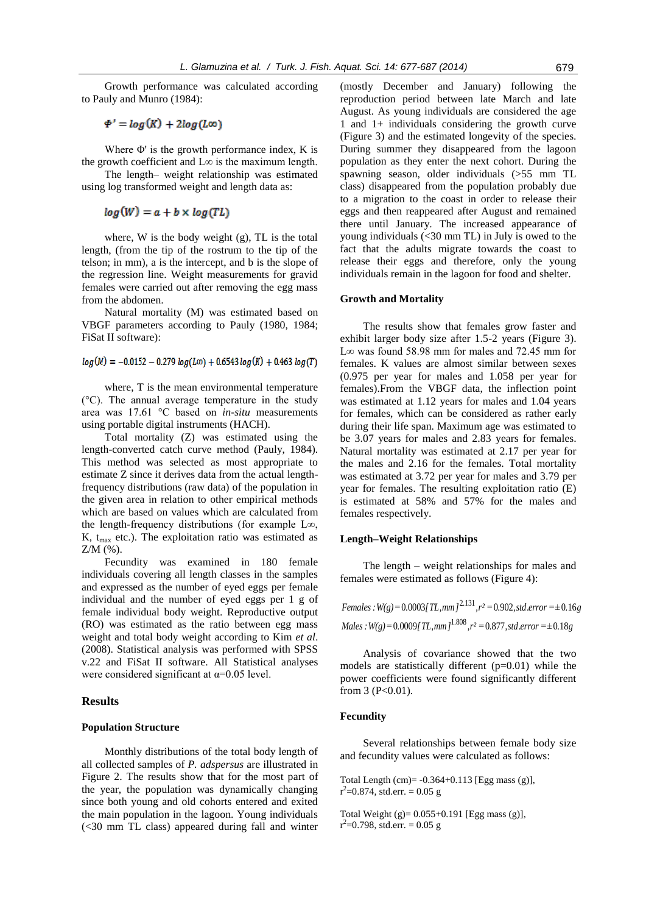Growth performance was calculated according to Pauly and Munro (1984):

$$\Phi' = \log(K) + 2\log(L\infty)$$

Where Φ' is the growth performance index, K is the growth coefficient and L∞ is the maximum length.

The length– weight relationship was estimated using log transformed weight and length data as:

$$\log(W) = a + b \times \log(TL)$$

where, W is the body weight (g), TL is the total length, (from the tip of the rostrum to the tip of the telson; in mm), a is the intercept, and b is the slope of the regression line. Weight measurements for gravid females were carried out after removing the egg mass from the abdomen.

Natural mortality (M) was estimated based on VBGF parameters according to Pauly (1980, 1984; FiSat II software):

$$\log(M) = -0.0152 - 0.279\log(L\infty) + 0.6543\log(K) + 0.463\log(T)$$

where, T is the mean environmental temperature (°C). The annual average temperature in the study area was 17.61 °C based on *in-situ* measurements using portable digital instruments (HACH).

Total mortality (Z) was estimated using the length-converted catch curve method (Pauly, 1984). This method was selected as most appropriate to estimate Z since it derives data from the actual length-frequency distributions (raw data) of the population in the given area in relation to other empirical methods which are based on values which are calculated from the length-frequency distributions (for example L∞, K, $t_{max}$ etc.). The exploitation ratio was estimated as Z/M (%).

Fecundity was examined in 180 female individuals covering all length classes in the samples and expressed as the number of eyed eggs per female individual and the number of eyed eggs per 1 g of female individual body weight. Reproductive output (RO) was estimated as the ratio between egg mass weight and total body weight according to Kim *et al*. (2008). Statistical analysis was performed with SPSS v.22 and FiSat II software. All Statistical analyses were considered significant at α=0.05 level.

## Results

### Population Structure

Monthly distributions of the total body length of all collected samples of *P. adspersus* are illustrated in Figure 2. The results show that for the most part of the year, the population was dynamically changing since both young and old cohorts entered and exited the main population in the lagoon. Young individuals (<30 mm TL class) appeared during fall and winter (mostly December and January) following the reproduction period between late March and late August. As young individuals are considered the age 1 and 1+ individuals considering the growth curve (Figure 3) and the estimated longevity of the species. During summer they disappeared from the lagoon population as they enter the next cohort. During the spawning season, older individuals (>55 mm TL class) disappeared from the population probably due to a migration to the coast in order to release their eggs and then reappeared after August and remained there until January. The increased appearance of young individuals (<30 mm TL) in July is owed to the fact that the adults migrate towards the coast to release their eggs and therefore, only the young individuals remain in the lagoon for food and shelter.

### Growth and Mortality

The results show that females grow faster and exhibit larger body size after 1.5-2 years (Figure 3). L∞ was found 58.98 mm for males and 72.45 mm for females. K values are almost similar between sexes (0.975 per year for males and 1.058 per year for females).From the VBGF data, the inflection point was estimated at 1.12 years for males and 1.04 years for females, which can be considered as rather early during their life span. Maximum age was estimated to be 3.07 years for males and 2.83 years for females. Natural mortality was estimated at 2.17 per year for the males and 2.16 for the females. Total mortality was estimated at 3.72 per year for males and 3.79 per year for females. The resulting exploitation ratio (E) is estimated at 58% and 57% for the males and females respectively.

### Length–Weight Relationships

The length – weight relationships for males and females were estimated as follows (Figure 4):

$$Females: W(g) = 0.0003[TL, mm]^{2.131}, r^2 = 0.902, std.error = \pm 0.16g$$

$$Males: W(g) = 0.0009[TL, mm]^{1.808}, r^2 = 0.877, std.error = \pm 0.18g$$

Analysis of covariance showed that the two models are statistically different (p=0.01) while the power coefficients were found significantly different from 3 (P<0.01).

### Fecundity

Several relationships between female body size and fecundity values were calculated as follows:

Total Length (cm)= -0.364+0.113 [Egg mass (g)], $r^2$=0.874, std.err. = 0.05 g

Total Weight (g)= 0.055+0.191 [Egg mass (g)], $r^2$=0.798, std.err. = 0.05 g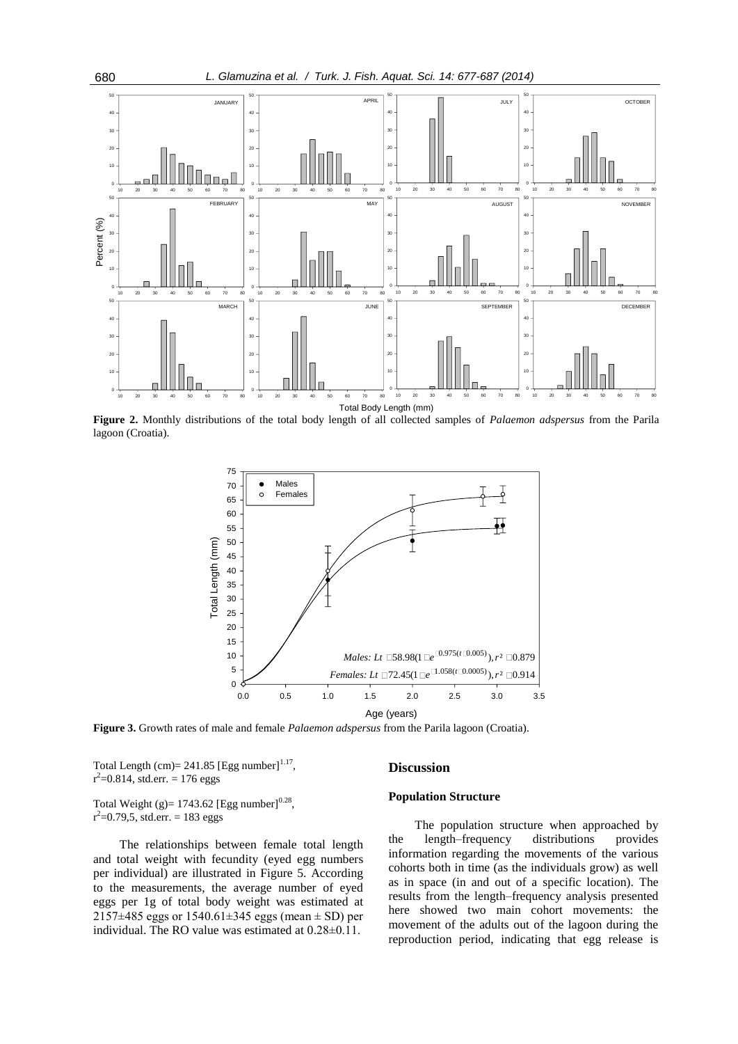**Figure 2.** Monthly distributions of the total body length of all collected samples of *Palaemon adspersus* from the Parila lagoon (Croatia).

**Figure 3.** Growth rates of male and female *Palaemon adspersus* from the Parila lagoon (Croatia).

Total Length (cm)= 241.85 [Egg number]$^{1.17}$, $r^2$=0.814, std.err. = 176 eggs

Total Weight (g)= 1743.62 [Egg number]$^{0.28}$, $r^2$=0.79,5, std.err. = 183 eggs

The relationships between female total length and total weight with fecundity (eyed egg numbers per individual) are illustrated in Figure 5. According to the measurements, the average number of eyed eggs per 1g of total body weight was estimated at 2157±485 eggs or 1540.61±345 eggs (mean ± SD) per individual. The RO value was estimated at 0.28±0.11.

## Discussion

### Population Structure

The population structure when approached by the length–frequency distributions provides information regarding the movements of the various cohorts both in time (as the individuals grow) as well as in space (in and out of a specific location). The results from the length–frequency analysis presented here showed two main cohort movements: the movement of the adults out of the lagoon during the reproduction period, indicating that egg release is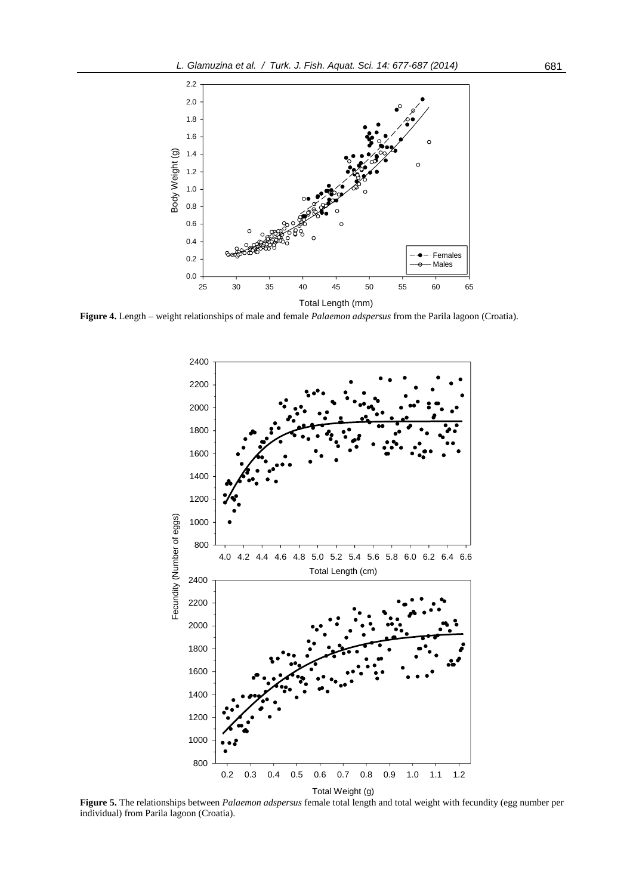**Figure 4.** Length – weight relationships of male and female *Palaemon adspersus* from the Parila lagoon (Croatia).

**Figure 5.** The relationships between *Palaemon adspersus* female total length and total weight with fecundity (egg number per individual) from Parila lagoon (Croatia).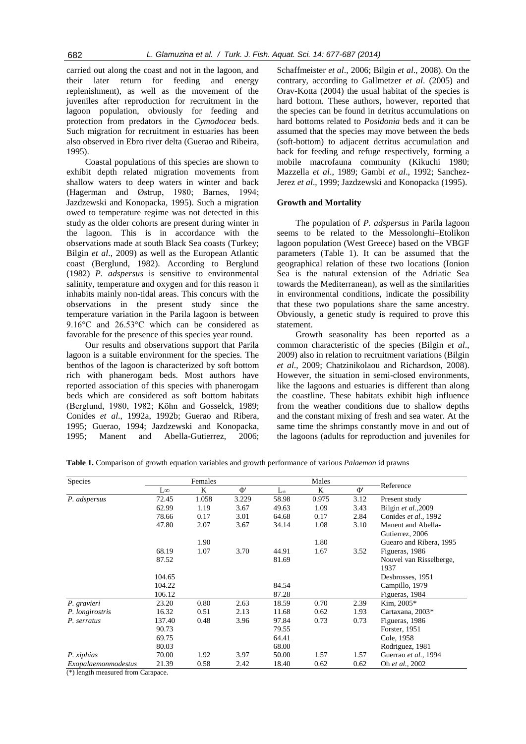carried out along the coast and not in the lagoon, and their later return for feeding and energy replenishment), as well as the movement of the juveniles after reproduction for recruitment in the lagoon population, obviously for feeding and protection from predators in the *Cymodocea* beds. Such migration for recruitment in estuaries has been also observed in Ebro river delta (Guerao and Ribeira, 1995).

Coastal populations of this species are shown to exhibit depth related migration movements from shallow waters to deep waters in winter and back (Hagerman and Østrup, 1980; Barnes, 1994; Jazdzewski and Konopacka, 1995). Such a migration owed to temperature regime was not detected in this study as the older cohorts are present during winter in the lagoon. This is in accordance with the observations made at south Black Sea coasts (Turkey; Bilgin *et al*., 2009) as well as the European Atlantic coast (Berglund, 1982). According to Berglund (1982) *P. adspersus* is sensitive to environmental salinity, temperature and oxygen and for this reason it inhabits mainly non-tidal areas. This concurs with the observations in the present study since the temperature variation in the Parila lagoon is between 9.16°C and 26.53°C which can be considered as favorable for the presence of this species year round.

Our results and observations support that Parila lagoon is a suitable environment for the species. The benthos of the lagoon is characterized by soft bottom rich with phanerogam beds. Most authors have reported association of this species with phanerogam beds which are considered as soft bottom habitats (Berglund, 1980, 1982; Köhn and Gosselck, 1989; Conides *et al*., 1992a, 1992b; Guerao and Ribera, 1995; Guerao, 1994; Jazdzewski and Konopacka, 1995; Manent and Abella-Gutierrez, 2006; Schaffmeister *et al*., 2006; Bilgin *et al*., 2008). On the contrary, according to Gallmetzer *et al*. (2005) and Orav-Kotta (2004) the usual habitat of the species is hard bottom. These authors, however, reported that the species can be found in detritus accumulations on hard bottoms related to *Posidonia* beds and it can be assumed that the species may move between the beds (soft-bottom) to adjacent detritus accumulation and back for feeding and refuge respectively, forming a mobile macrofauna community (Kikuchi 1980; Mazzella *et al*., 1989; Gambi *et al*., 1992; Sanchez-Jerez *et al*., 1999; Jazdzewski and Konopacka (1995).

### Growth and Mortality

The population of *P. adspersus* in Parila lagoon seems to be related to the Messolonghi–Etolikon lagoon population (West Greece) based on the VBGF parameters (Table 1). It can be assumed that the geographical relation of these two locations (Ionion Sea is the natural extension of the Adriatic Sea towards the Mediterranean), as well as the similarities in environmental conditions, indicate the possibility that these two populations share the same ancestry. Obviously, a genetic study is required to prove this statement.

Growth seasonality has been reported as a common characteristic of the species (Bilgin *et al*., 2009) also in relation to recruitment variations (Bilgin *et al*., 2009; Chatzinikolaou and Richardson, 2008). However, the situation in semi-closed environments, like the lagoons and estuaries is different than along the coastline. These habitats exhibit high influence from the weather conditions due to shallow depths and the constant mixing of fresh and sea water. At the same time the shrimps constantly move in and out of the lagoons (adults for reproduction and juveniles for

**Table 1.** Comparison of growth equation variables and growth performance of various *Palaemon* id prawns

| Species | Females | | | Males | | | Reference |
|---|---|---|---|---|---|---|---|
| | $L_\infty$ | K | Φ' | $L_\infty$ | K | Φ' | |
| *P. adspersus* | 72.45 | 1.058 | 3.229 | 58.98 | 0.975 | 3.12 | Present study |
| | 62.99 | 1.19 | 3.67 | 49.63 | 1.09 | 3.43 | Bilgin *et al.*,2009 |
| | 78.66 | 0.17 | 3.01 | 64.68 | 0.17 | 2.84 | Conides *et al.*, 1992 |
| | 47.80 | 2.07 | 3.67 | 34.14 | 1.08 | 3.10 | Manent and Abella-Gutierrez, 2006 |
| | | 1.90 | | | 1.80 | | Gueiro and Ribera, 1995 |
| | 68.19 | 1.07 | 3.70 | 44.91 | 1.67 | 3.52 | Figueras, 1986 |
| | 87.52 | | | 81.69 | | | Nouvel van Risselberge, 1937 |
| | 104.65 | | | | | | Desbrosses, 1951 |
| | 104.22 | | | 84.54 | | | Campillo, 1979 |
| | 106.12 | | | 87.28 | | | Figueras, 1984 |
| *P. gravieri* | 23.20 | 0.80 | 2.63 | 18.59 | 0.70 | 2.39 | Kim, 2005* |
| *P. longirostris* | 16.32 | 0.51 | 2.13 | 11.68 | 0.62 | 1.93 | Cartaxana, 2003* |
| *P. serratus* | 137.40 | 0.48 | 3.96 | 97.84 | 0.73 | 0.73 | Figueras, 1986 |
| | 90.73 | | | 79.55 | | | Forster, 1951 |
| | 69.75 | | | 64.41 | | | Cole, 1958 |
| | 80.03 | | | 68.00 | | | Rodriguez, 1981 |
| *P. xiphias* | 70.00 | 1.92 | 3.97 | 50.00 | 1.57 | 1.57 | Guerrao *et al.*, 1994 |
| *Exopalaemonmodestus* | 21.39 | 0.58 | 2.42 | 18.40 | 0.62 | 0.62 | Oh *et al.*, 2002 |

(*) length measured from Carapace.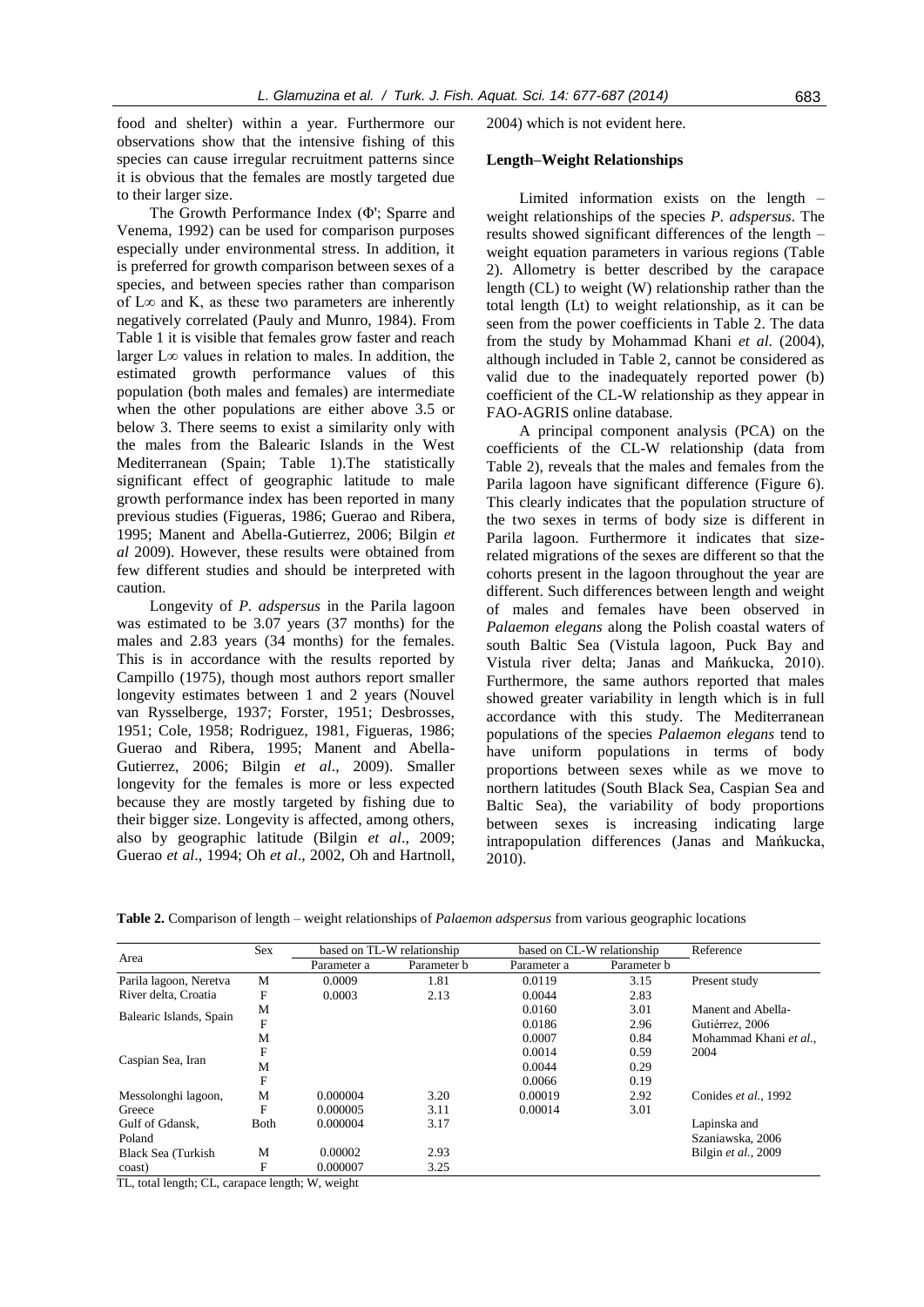food and shelter) within a year. Furthermore our observations show that the intensive fishing of this species can cause irregular recruitment patterns since it is obvious that the females are mostly targeted due to their larger size.

The Growth Performance Index (Φ'; Sparre and Venema, 1992) can be used for comparison purposes especially under environmental stress. In addition, it is preferred for growth comparison between sexes of a species, and between species rather than comparison of $L\infty$ and K, as these two parameters are inherently negatively correlated (Pauly and Munro, 1984). From Table 1 it is visible that females grow faster and reach larger $L\infty$ values in relation to males. In addition, the estimated growth performance values of this population (both males and females) are intermediate when the other populations are either above 3.5 or below 3. There seems to exist a similarity only with the males from the Balearic Islands in the West Mediterranean (Spain; Table 1).The statistically significant effect of geographic latitude to male growth performance index has been reported in many previous studies (Figueras, 1986; Guerao and Ribera, 1995; Manent and Abella-Gutierrez, 2006; Bilgin *et al* 2009). However, these results were obtained from few different studies and should be interpreted with caution.

Longevity of *P. adspersus* in the Parila lagoon was estimated to be 3.07 years (37 months) for the males and 2.83 years (34 months) for the females. This is in accordance with the results reported by Campillo (1975), though most authors report smaller longevity estimates between 1 and 2 years (Nouvel van Rysselberge, 1937; Forster, 1951; Desbrosses, 1951; Cole, 1958; Rodriguez, 1981, Figueras, 1986; Guerao and Ribera, 1995; Manent and Abella-Gutierrez, 2006; Bilgin *et al*., 2009). Smaller longevity for the females is more or less expected because they are mostly targeted by fishing due to their bigger size. Longevity is affected, among others, also by geographic latitude (Bilgin *et al*., 2009; Guerao *et al*., 1994; Oh *et al*., 2002, Oh and Hartnoll, 2004) which is not evident here.

### Length–Weight Relationships

Limited information exists on the length – weight relationships of the species *P. adspersus*. The results showed significant differences of the length – weight equation parameters in various regions (Table 2). Allometry is better described by the carapace length (CL) to weight (W) relationship rather than the total length (Lt) to weight relationship, as it can be seen from the power coefficients in Table 2. The data from the study by Mohammad Khani *et al*. (2004), although included in Table 2, cannot be considered as valid due to the inadequately reported power (b) coefficient of the CL-W relationship as they appear in FAO-AGRIS online database.

A principal component analysis (PCA) on the coefficients of the CL-W relationship (data from Table 2), reveals that the males and females from the Parila lagoon have significant difference (Figure 6). This clearly indicates that the population structure of the two sexes in terms of body size is different in Parila lagoon. Furthermore it indicates that size-related migrations of the sexes are different so that the cohorts present in the lagoon throughout the year are different. Such differences between length and weight of males and females have been observed in *Palaemon elegans* along the Polish coastal waters of south Baltic Sea (Vistula lagoon, Puck Bay and Vistula river delta; Janas and Mańkucka, 2010). Furthermore, the same authors reported that males showed greater variability in length which is in full accordance with this study. The Mediterranean populations of the species *Palaemon elegans* tend to have uniform populations in terms of body proportions between sexes while as we move to northern latitudes (South Black Sea, Caspian Sea and Baltic Sea), the variability of body proportions between sexes is increasing indicating large intrapopulation differences (Janas and Mańkucka, 2010).

**Table 2.** Comparison of length – weight relationships of *Palaemon adspersus* from various geographic locations

| Area | Sex | based on TL-W relationship | | based on CL-W relationship | | Reference |
|---|---|---|---|---|---|---|
| | | Parameter a | Parameter b | Parameter a | Parameter b | |
| Parila lagoon, Neretva River delta, Croatia | M | 0.0009 | 1.81 | 0.0119 | 3.15 | Present study |
| | F | 0.0003 | 2.13 | 0.0044 | 2.83 | |
| Balearic Islands, Spain | M | | | 0.0160 | 3.01 | Manent and Abella-Gutiérrez, 2006 |
| | F | | | 0.0186 | 2.96 | |
| Caspian Sea, Iran | M | | | 0.0007 | 0.84 | Mohammad Khani *et al.*, 2004 |
| | F | | | 0.0014 | 0.59 | |
| | M | | | 0.0044 | 0.29 | |
| | F | | | 0.0066 | 0.19 | |
| Messolonghi lagoon, Greece | M | 0.000004 | 3.20 | 0.00019 | 2.92 | Conides *et al.*, 1992 |
| | F | 0.000005 | 3.11 | 0.00014 | 3.01 | |
| Gulf of Gdansk, Poland | Both | 0.000004 | 3.17 | | | Lapinska and Szaniawska, 2006 |
| Black Sea (Turkish coast) | M | 0.00002 | 2.93 | | | Bilgin *et al.*, 2009 |
| | F | 0.000007 | 3.25 | | | |

TL, total length; CL, carapace length; W, weight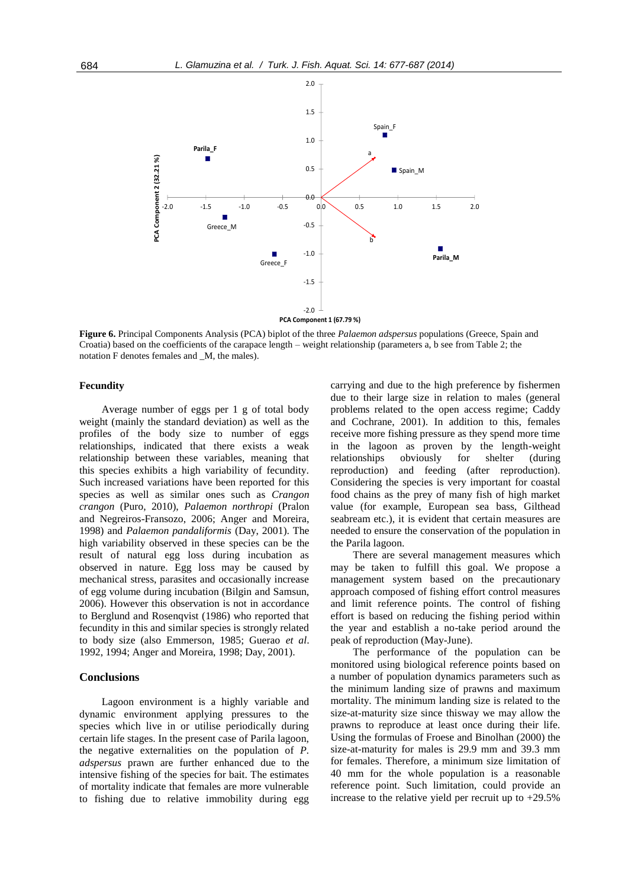**Figure 6.** Principal Components Analysis (PCA) biplot of the three *Palaemon adspersus* populations (Greece, Spain and Croatia) based on the coefficients of the carapace length – weight relationship (parameters a, b see from Table 2; the notation F denotes females and _M, the males).

## Fecundity

Average number of eggs per 1 g of total body weight (mainly the standard deviation) as well as the profiles of the body size to number of eggs relationships, indicated that there exists a weak relationship between these variables, meaning that this species exhibits a high variability of fecundity. Such increased variations have been reported for this species as well as similar ones such as *Crangon crangon* (Puro, 2010), *Palaemon northropi* (Pralon and Negreiros-Fransozo, 2006; Anger and Moreira, 1998) and *Palaemon pandaliformis* (Day, 2001). The high variability observed in these species can be the result of natural egg loss during incubation as observed in nature. Egg loss may be caused by mechanical stress, parasites and occasionally increase of egg volume during incubation (Bilgin and Samsun, 2006). However this observation is not in accordance to Berglund and Rosenqvist (1986) who reported that fecundity in this and similar species is strongly related to body size (also Emmerson, 1985; Guerao *et al*. 1992, 1994; Anger and Moreira, 1998; Day, 2001).

## Conclusions

Lagoon environment is a highly variable and dynamic environment applying pressures to the species which live in or utilise periodically during certain life stages. In the present case of Parila lagoon, the negative externalities on the population of *P. adspersus* prawn are further enhanced due to the intensive fishing of the species for bait. The estimates of mortality indicate that females are more vulnerable to fishing due to relative immobility during egg carrying and due to the high preference by fishermen due to their large size in relation to males (general problems related to the open access regime; Caddy and Cochrane, 2001). In addition to this, females receive more fishing pressure as they spend more time in the lagoon as proven by the length-weight relationships obviously for shelter (during reproduction) and feeding (after reproduction). Considering the species is very important for coastal food chains as the prey of many fish of high market value (for example, European sea bass, Gilthead seabream etc.), it is evident that certain measures are needed to ensure the conservation of the population in the Parila lagoon.

There are several management measures which may be taken to fulfill this goal. We propose a management system based on the precautionary approach composed of fishing effort control measures and limit reference points. The control of fishing effort is based on reducing the fishing period within the year and establish a no-take period around the peak of reproduction (May-June).

The performance of the population can be monitored using biological reference points based on a number of population dynamics parameters such as the minimum landing size of prawns and maximum mortality. The minimum landing size is related to the size-at-maturity size since thisway we may allow the prawns to reproduce at least once during their life. Using the formulas of Froese and Binolhan (2000) the size-at-maturity for males is 29.9 mm and 39.3 mm for females. Therefore, a minimum size limitation of 40 mm for the whole population is a reasonable reference point. Such limitation, could provide an increase to the relative yield per recruit up to +29.5%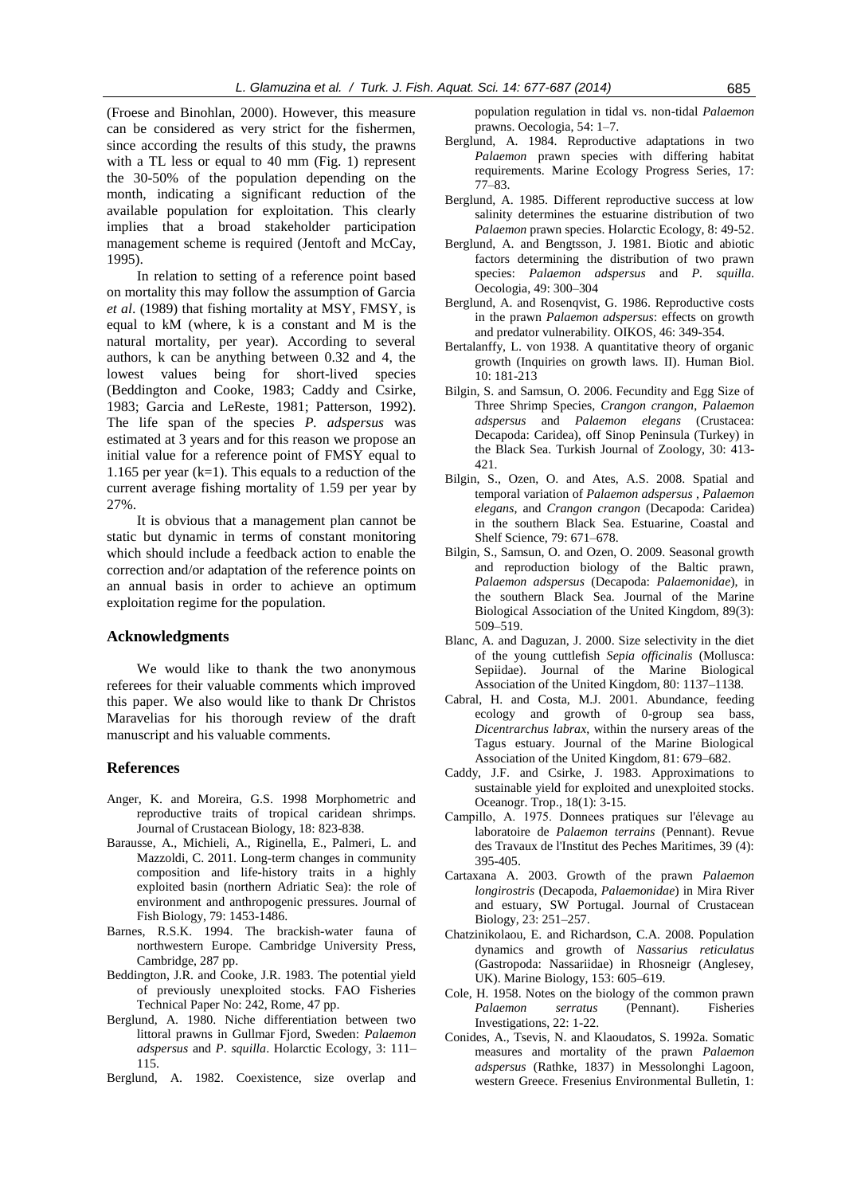(Froese and Binohlan, 2000). However, this measure can be considered as very strict for the fishermen, since according the results of this study, the prawns with a TL less or equal to 40 mm (Fig. 1) represent the 30-50% of the population depending on the month, indicating a significant reduction of the available population for exploitation. This clearly implies that a broad stakeholder participation management scheme is required (Jentoft and McCay, 1995).

In relation to setting of a reference point based on mortality this may follow the assumption of Garcia *et al*. (1989) that fishing mortality at MSY, FMSY, is equal to kM (where, k is a constant and M is the natural mortality, per year). According to several authors, k can be anything between 0.32 and 4, the lowest values being for short-lived species (Beddington and Cooke, 1983; Caddy and Csirke, 1983; Garcia and LeReste, 1981; Patterson, 1992). The life span of the species *P. adspersus* was estimated at 3 years and for this reason we propose an initial value for a reference point of FMSY equal to 1.165 per year (k=1). This equals to a reduction of the current average fishing mortality of 1.59 per year by 27%.

It is obvious that a management plan cannot be static but dynamic in terms of constant monitoring which should include a feedback action to enable the correction and/or adaptation of the reference points on an annual basis in order to achieve an optimum exploitation regime for the population.

## Acknowledgments

We would like to thank the two anonymous referees for their valuable comments which improved this paper. We also would like to thank Dr Christos Maravelias for his thorough review of the draft manuscript and his valuable comments.

## References

Anger, K. and Moreira, G.S. 1998 Morphometric and reproductive traits of tropical caridean shrimps. Journal of Crustacean Biology, 18: 823-838.

Barausse, A., Michieli, A., Riginella, E., Palmeri, L. and Mazzoldi, C. 2011. Long-term changes in community composition and life-history traits in a highly exploited basin (northern Adriatic Sea): the role of environment and anthropogenic pressures. Journal of Fish Biology, 79: 1453-1486.

Barnes, R.S.K. 1994. The brackish-water fauna of northwestern Europe. Cambridge University Press, Cambridge, 287 pp.

Beddington, J.R. and Cooke, J.R. 1983. The potential yield of previously unexploited stocks. FAO Fisheries Technical Paper No: 242, Rome, 47 pp.

Berglund, A. 1980. Niche differentiation between two littoral prawns in Gullmar Fjord, Sweden: *Palaemon adspersus* and *P. squilla*. Holarctic Ecology, 3: 111–115.

Berglund, A. 1982. Coexistence, size overlap and population regulation in tidal vs. non-tidal *Palaemon* prawns. Oecologia, 54: 1–7.

Berglund, A. 1984. Reproductive adaptations in two *Palaemon* prawn species with differing habitat requirements. Marine Ecology Progress Series, 17: 77–83.

Berglund, A. 1985. Different reproductive success at low salinity determines the estuarine distribution of two *Palaemon* prawn species. Holarctic Ecology, 8: 49-52.

Berglund, A. and Bengtsson, J. 1981. Biotic and abiotic factors determining the distribution of two prawn species: *Palaemon adspersus* and *P. squilla.* Oecologia, 49: 300–304

Berglund, A. and Rosenqvist, G. 1986. Reproductive costs in the prawn *Palaemon adspersus*: effects on growth and predator vulnerability. OIKOS, 46: 349-354.

Bertalanffy, L. von 1938. A quantitative theory of organic growth (Inquiries on growth laws. II). Human Biol. 10: 181-213

Bilgin, S. and Samsun, O. 2006. Fecundity and Egg Size of Three Shrimp Species, *Crangon crangon*, *Palaemon adspersus* and *Palaemon elegans* (Crustacea: Decapoda: Caridea), off Sinop Peninsula (Turkey) in the Black Sea. Turkish Journal of Zoology, 30: 413-421.

Bilgin, S., Ozen, O. and Ates, A.S. 2008. Spatial and temporal variation of *Palaemon adspersus* , *Palaemon elegans*, and *Crangon crangon* (Decapoda: Caridea) in the southern Black Sea. Estuarine, Coastal and Shelf Science, 79: 671–678.

Bilgin, S., Samsun, O. and Ozen, O. 2009. Seasonal growth and reproduction biology of the Baltic prawn, *Palaemon adspersus* (Decapoda: *Palaemonidae*), in the southern Black Sea. Journal of the Marine Biological Association of the United Kingdom, 89(3): 509–519.

Blanc, A. and Daguzan, J. 2000. Size selectivity in the diet of the young cuttlefish *Sepia officinalis* (Mollusca: Sepiidae). Journal of the Marine Biological Association of the United Kingdom, 80: 1137–1138.

Cabral, H. and Costa, M.J. 2001. Abundance, feeding ecology and growth of 0-group sea bass, *Dicentrarchus labrax*, within the nursery areas of the Tagus estuary. Journal of the Marine Biological Association of the United Kingdom, 81: 679–682.

Caddy, J.F. and Csirke, J. 1983. Approximations to sustainable yield for exploited and unexploited stocks. Oceanogr. Trop., 18(1): 3-15.

Campillo, A. 1975. Donnees pratiques sur l'élevage au laboratoire de *Palaemon terrains* (Pennant). Revue des Travaux de l'Institut des Peches Maritimes, 39 (4): 395-405.

Cartaxana A. 2003. Growth of the prawn *Palaemon longirostris* (Decapoda, *Palaemonidae*) in Mira River and estuary, SW Portugal. Journal of Crustacean Biology, 23: 251–257.

Chatzinikolaou, E. and Richardson, C.A. 2008. Population dynamics and growth of *Nassarius reticulatus* (Gastropoda: Nassariidae) in Rhosneigr (Anglesey, UK). Marine Biology, 153: 605–619.

Cole, H. 1958. Notes on the biology of the common prawn *Palaemon serratus* (Pennant). Fisheries Investigations, 22: 1-22.

Conides, A., Tsevis, N. and Klaoudatos, S. 1992a. Somatic measures and mortality of the prawn *Palaemon adspersus* (Rathke, 1837) in Messolonghi Lagoon, western Greece. Fresenius Environmental Bulletin, 1: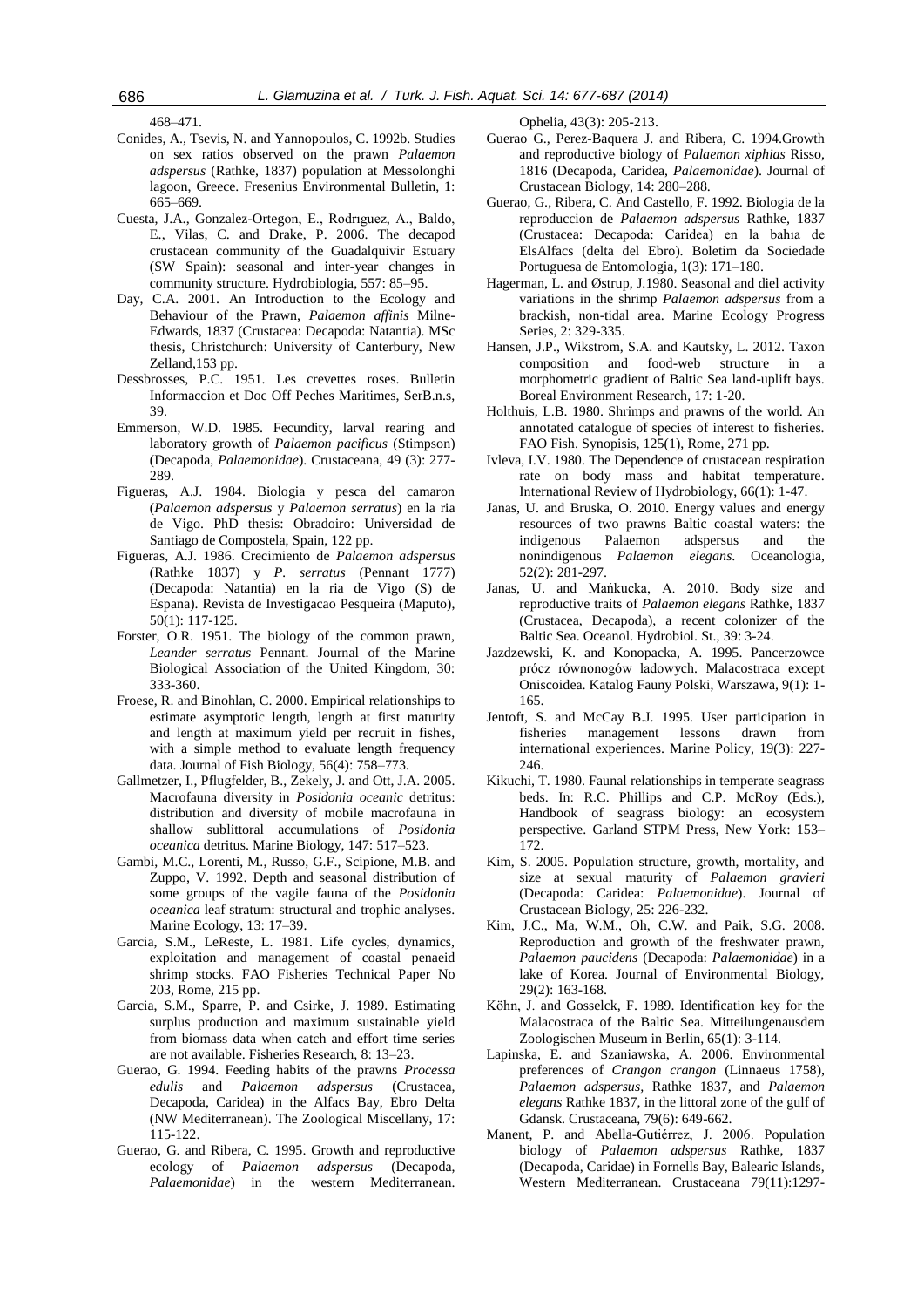468–471.

Conides, A., Tsevis, N. and Yannopoulos, C. 1992b. Studies on sex ratios observed on the prawn *Palaemon adspersus* (Rathke, 1837) population at Messolonghi lagoon, Greece. Fresenius Environmental Bulletin, 1: 665–669.

Cuesta, J.A., Gonzalez-Ortegon, E., Rodrıguez, A., Baldo, E., Vilas, C. and Drake, P. 2006. The decapod crustacean community of the Guadalquivir Estuary (SW Spain): seasonal and inter-year changes in community structure. Hydrobiologia, 557: 85–95.

Day, C.A. 2001. An Introduction to the Ecology and Behaviour of the Prawn, *Palaemon affinis* Milne-Edwards, 1837 (Crustacea: Decapoda: Natantia). MSc thesis, Christchurch: University of Canterbury, New Zelland,153 pp.

Dessbrosses, P.C. 1951. Les crevettes roses. Bulletin Informaccion et Doc Off Peches Maritimes, SerB.n.s, 39.

Emmerson, W.D. 1985. Fecundity, larval rearing and laboratory growth of *Palaemon pacificus* (Stimpson) (Decapoda, *Palaemonidae*). Crustaceana, 49 (3): 277-289.

Figueras, A.J. 1984. Biologia y pesca del camaron (*Palaemon adspersus* y *Palaemon serratus*) en la ria de Vigo. PhD thesis: Obradoiro: Universidad de Santiago de Compostela, Spain, 122 pp.

Figueras, A.J. 1986. Crecimiento de *Palaemon adspersus* (Rathke 1837) y *P. serratus* (Pennant 1777) (Decapoda: Natantia) en la ria de Vigo (S) de Espana). Revista de Investigacao Pesqueira (Maputo), 50(1): 117-125.

Forster, O.R. 1951. The biology of the common prawn, *Leander serratus* Pennant. Journal of the Marine Biological Association of the United Kingdom, 30: 333-360.

Froese, R. and Binohlan, C. 2000. Empirical relationships to estimate asymptotic length, length at first maturity and length at maximum yield per recruit in fishes, with a simple method to evaluate length frequency data. Journal of Fish Biology, 56(4): 758–773.

Gallmetzer, I., Pflugfelder, B., Zekely, J. and Ott, J.A. 2005. Macrofauna diversity in *Posidonia oceanic* detritus: distribution and diversity of mobile macrofauna in shallow sublittoral accumulations of *Posidonia oceanica* detritus. Marine Biology, 147: 517–523.

Gambi, M.C., Lorenti, M., Russo, G.F., Scipione, M.B. and Zuppo, V. 1992. Depth and seasonal distribution of some groups of the vagile fauna of the *Posidonia oceanica* leaf stratum: structural and trophic analyses. Marine Ecology, 13: 17–39.

Garcia, S.M., LeReste, L. 1981. Life cycles, dynamics, exploitation and management of coastal penaeid shrimp stocks. FAO Fisheries Technical Paper No 203, Rome, 215 pp.

Garcia, S.M., Sparre, P. and Csirke, J. 1989. Estimating surplus production and maximum sustainable yield from biomass data when catch and effort time series are not available. Fisheries Research, 8: 13–23.

Guerao, G. 1994. Feeding habits of the prawns *Processa edulis* and *Palaemon adspersus* (Crustacea, Decapoda, Caridea) in the Alfacs Bay, Ebro Delta (NW Mediterranean). The Zoological Miscellany, 17: 115-122.

Guerao, G. and Ribera, C. 1995. Growth and reproductive ecology of *Palaemon adspersus* (Decapoda, *Palaemonidae*) in the western Mediterranean. Ophelia, 43(3): 205-213.

Guerao G., Perez-Baquera J. and Ribera, C. 1994.Growth and reproductive biology of *Palaemon xiphias* Risso, 1816 (Decapoda, Caridea, *Palaemonidae*). Journal of Crustacean Biology, 14: 280–288.

Guerao, G., Ribera, C. And Castello, F. 1992. Biologia de la reproduccion de *Palaemon adspersus* Rathke, 1837 (Crustacea: Decapoda: Caridea) en la bahıa de ElsAlfacs (delta del Ebro). Boletim da Sociedade Portuguesa de Entomologia, 1(3): 171–180.

Hagerman, L. and Østrup, J.1980. Seasonal and diel activity variations in the shrimp *Palaemon adspersus* from a brackish, non-tidal area. Marine Ecology Progress Series, 2: 329-335.

Hansen, J.P., Wikstrom, S.A. and Kautsky, L. 2012. Taxon composition and food-web structure in a morphometric gradient of Baltic Sea land-uplift bays. Boreal Environment Research, 17: 1-20.

Holthuis, L.B. 1980. Shrimps and prawns of the world. An annotated catalogue of species of interest to fisheries. FAO Fish. Synopsis, 125(1), Rome, 271 pp.

Ivleva, I.V. 1980. The Dependence of crustacean respiration rate on body mass and habitat temperature. International Review of Hydrobiology, 66(1): 1-47.

Janas, U. and Bruska, O. 2010. Energy values and energy resources of two prawns Baltic coastal waters: the indigenous Palaemon adspersus and the nonindigenous *Palaemon elegans*. Oceanologia, 52(2): 281-297.

Janas, U. and Mańkucka, A. 2010. Body size and reproductive traits of *Palaemon elegans* Rathke, 1837 (Crustacea, Decapoda), a recent colonizer of the Baltic Sea. Oceanol. Hydrobiol. St., 39: 3-24.

Jazdzewski, K. and Konopacka, A. 1995. Pancerzowce prócz równonogów ladowych. Malacostraca except Oniscoidea. Katalog Fauny Polski, Warszawa, 9(1): 1-165.

Jentoft, S. and McCay B.J. 1995. User participation in fisheries management lessons drawn from international experiences. Marine Policy, 19(3): 227-246.

Kikuchi, T. 1980. Faunal relationships in temperate seagrass beds. In: R.C. Phillips and C.P. McRoy (Eds.), Handbook of seagrass biology: an ecosystem perspective. Garland STPM Press, New York: 153–172.

Kim, S. 2005. Population structure, growth, mortality, and size at sexual maturity of *Palaemon gravieri* (Decapoda: Caridea: *Palaemonidae*). Journal of Crustacean Biology, 25: 226-232.

Kim, J.C., Ma, W.M., Oh, C.W. and Paik, S.G. 2008. Reproduction and growth of the freshwater prawn, *Palaemon paucidens* (Decapoda: *Palaemonidae*) in a lake of Korea. Journal of Environmental Biology, 29(2): 163-168.

Köhn, J. and Gosselck, F. 1989. Identification key for the Malacostraca of the Baltic Sea. Mitteilungenausdem Zoologischen Museum in Berlin, 65(1): 3-114.

Lapinska, E. and Szaniawska, A. 2006. Environmental preferences of *Crangon crangon* (Linnaeus 1758), *Palaemon adspersus*, Rathke 1837, and *Palaemon elegans* Rathke 1837, in the littoral zone of the gulf of Gdansk. Crustaceana, 79(6): 649-662.

Manent, P. and Abella-Gutiérrez, J. 2006. Population biology of *Palaemon adspersus* Rathke, 1837 (Decapoda, Caridae) in Fornells Bay, Balearic Islands, Western Mediterranean. Crustaceana 79(11):1297-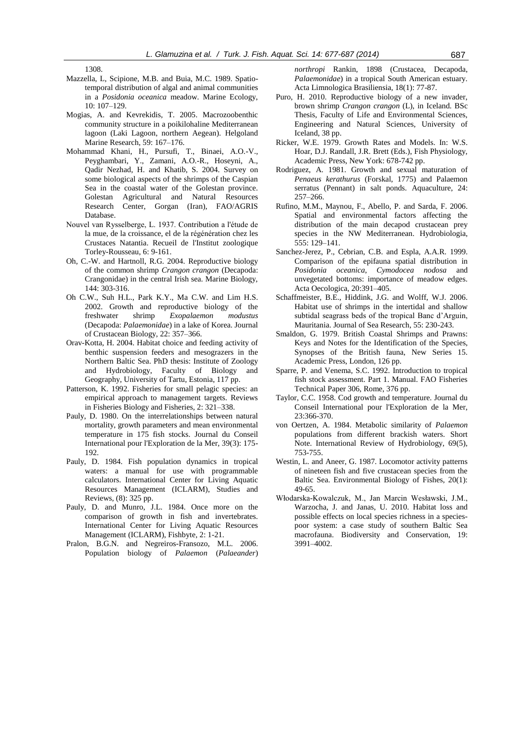1308.

Mazzella, L, Scipione, M.B. and Buia, M.C. 1989. Spatio-temporal distribution of algal and animal communities in a *Posidonia oceanica* meadow. Marine Ecology, 10: 107–129.

Mogias, A. and Kevrekidis, T. 2005. Macrozoobenthic community structure in a poikilohaline Mediterranean lagoon (Laki Lagoon, northern Aegean). Helgoland Marine Research, 59: 167–176.

Mohammad Khani, H., Pursufi, T., Binaei, A.O.-V., Peyghambari, Y., Zamani, A.O.-R., Hoseyni, A., Qadir Nezhad, H. and Khatib, S. 2004. Survey on some biological aspects of the shrimps of the Caspian Sea in the coastal water of the Golestan province. Golestan Agricultural and Natural Resources Research Center, Gorgan (Iran), FAO/AGRIS Database.

Nouvel van Rysselberge, L. 1937. Contribution a l'étude de la mue, de la croissance, el de la régénération chez les Crustaces Natantia. Recueil de l'Institut zoologique Torley-Rousseau, 6: 9-161.

Oh, C.-W. and Hartnoll, R.G. 2004. Reproductive biology of the common shrimp *Crangon crangon* (Decapoda: Crangonidae) in the central Irish sea. Marine Biology, 144: 303-316.

Oh C.W., Suh H.L., Park K.Y., Ma C.W. and Lim H.S. 2002. Growth and reproductive biology of the freshwater shrimp *Exopalaemon modustus* (Decapoda: *Palaemonidae*) in a lake of Korea. Journal of Crustacean Biology, 22: 357–366.

Orav-Kotta, H. 2004. Habitat choice and feeding activity of benthic suspension feeders and mesograzers in the Northern Baltic Sea. PhD thesis: Institute of Zoology and Hydrobiology, Faculty of Biology and Geography, University of Tartu, Estonia, 117 pp.

Patterson, K. 1992. Fisheries for small pelagic species: an empirical approach to management targets. Reviews in Fisheries Biology and Fisheries, 2: 321–338.

Pauly, D. 1980. On the interrelationships between natural mortality, growth parameters and mean environmental temperature in 175 fish stocks. Journal du Conseil International pour l'Exploration de la Mer, 39(3): 175-192.

Pauly, D. 1984. Fish population dynamics in tropical waters: a manual for use with programmable calculators. International Center for Living Aquatic Resources Management (ICLARM), Studies and Reviews, (8): 325 pp.

Pauly, D. and Munro, J.L. 1984. Once more on the comparison of growth in fish and invertebrates. International Center for Living Aquatic Resources Management (ICLARM), Fishbyte, 2: 1-21.

Pralon, B.G.N. and Negreiros-Fransozo, M.L. 2006. Population biology of *Palaemon* (*Palaeander*) *northropi* Rankin, 1898 (Crustacea, Decapoda, *Palaemonidae*) in a tropical South American estuary. Acta Limnologica Brasiliensia, 18(1): 77-87.

Puro, H. 2010. Reproductive biology of a new invader, brown shrimp *Crangon crangon* (L), in Iceland. BSc Thesis, Faculty of Life and Environmental Sciences, Engineering and Natural Sciences, University of Iceland, 38 pp.

Ricker, W.E. 1979. Growth Rates and Models. In: W.S. Hoar, D.J. Randall, J.R. Brett (Eds.), Fish Physiology, Academic Press, New York: 678-742 pp.

Rodriguez, A. 1981. Growth and sexual maturation of *Penaeus kerathurus* (Forskal, 1775) and Palaemon serratus (Pennant) in salt ponds. Aquaculture, 24: 257–266.

Rufino, M.M., Maynou, F., Abello, P. and Sarda, F. 2006. Spatial and environmental factors affecting the distribution of the main decapod crustacean prey species in the NW Mediterranean. Hydrobiologia, 555: 129–141.

Sanchez-Jerez, P., Cebrian, C.B. and Espla, A.A.R. 1999. Comparison of the epifauna spatial distribution in *Posidonia oceanica*, *Cymodocea nodosa* and unvegetated bottoms: importance of meadow edges. Acta Oecologica, 20:391–405.

Schaffmeister, B.E., Hiddink, J.G. and Wolff, W.J. 2006. Habitat use of shrimps in the intertidal and shallow subtidal seagrass beds of the tropical Banc d'Arguin, Mauritania. Journal of Sea Research, 55: 230-243.

Smaldon, G. 1979. British Coastal Shrimps and Prawns: Keys and Notes for the Identification of the Species, Synopses of the British fauna, New Series 15. Academic Press, London, 126 pp.

Sparre, P. and Venema, S.C. 1992. Introduction to tropical fish stock assessment. Part 1. Manual. FAO Fisheries Technical Paper 306, Rome, 376 pp.

Taylor, C.C. 1958. Cod growth and temperature. Journal du Conseil International pour l'Exploration de la Mer, 23:366-370.

von Oertzen, A. 1984. Metabolic similarity of *Palaemon* populations from different brackish waters. Short Note. International Review of Hydrobiology, 69(5), 753-755.

Westin, L. and Aneer, G. 1987. Locomotor activity patterns of nineteen fish and five crustacean species from the Baltic Sea. Environmental Biology of Fishes, 20(1): 49-65.

Włodarska-Kowalczuk, M., Jan Marcin Wesławski, J.M., Warzocha, J. and Janas, U. 2010. Habitat loss and possible effects on local species richness in a species-poor system: a case study of southern Baltic Sea macrofauna. Biodiversity and Conservation, 19: 3991–4002.